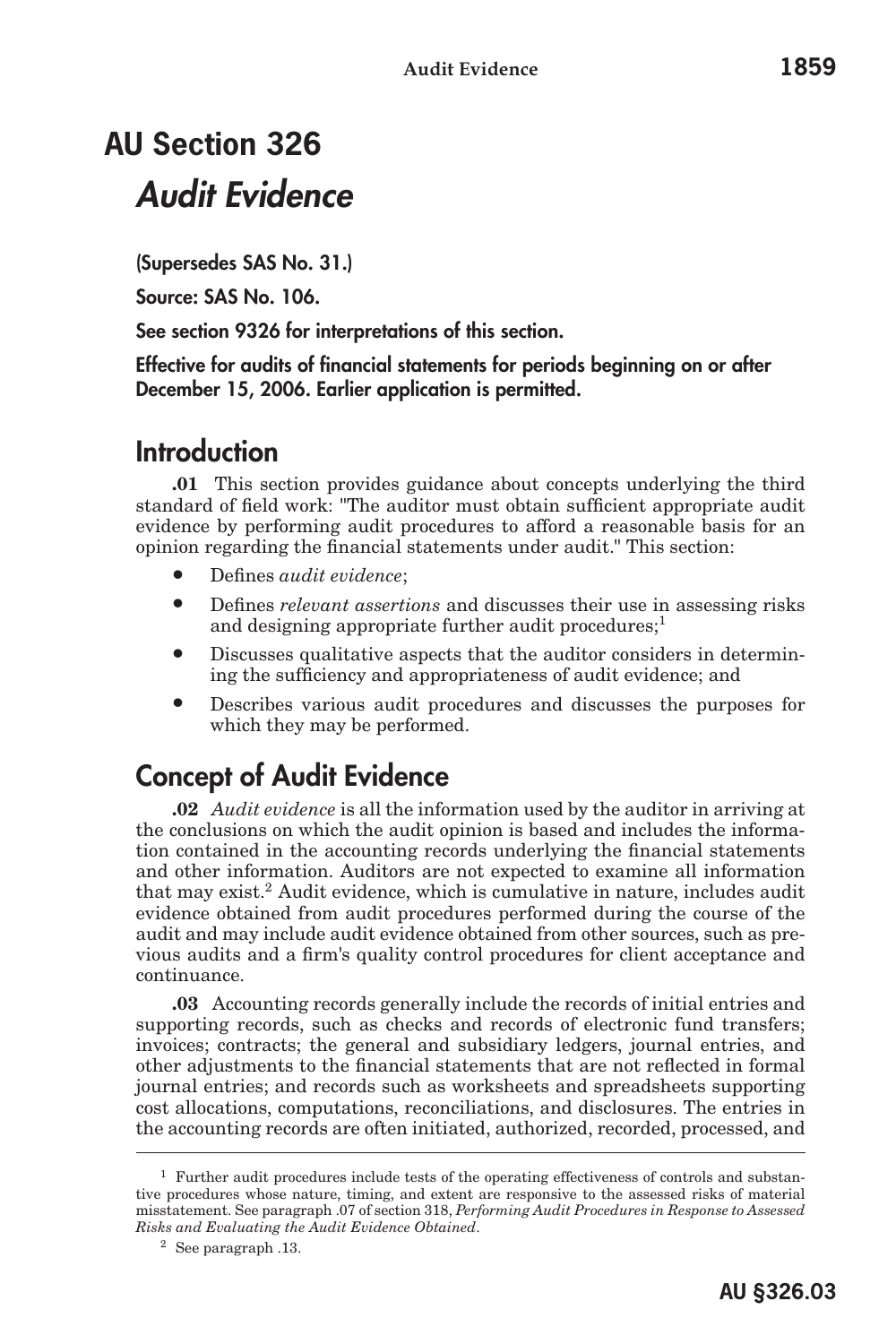# AU Section 326

# *Audit Evidence*

**(Supersedes SAS No. 31.)**

**Source: SAS No. 106.**

**See section 9326 for interpretations of this section.**

**Effective for audits of financial statements for periods beginning on or after December 15, 2006. Earlier application is permitted.**

## Introduction

**.01** This section provides guidance about concepts underlying the third standard of field work: "The auditor must obtain sufficient appropriate audit evidence by performing audit procedures to afford a reasonable basis for an opinion regarding the financial statements under audit." This section:

- Defines *audit evidence*;
- Defines *relevant assertions* and discusses their use in assessing risks and designing appropriate further audit procedures;[1]
- Discusses qualitative aspects that the auditor considers in determining the sufficiency and appropriateness of audit evidence; and
- Describes various audit procedures and discusses the purposes for which they may be performed.

## Concept of Audit Evidence

**.02** *Audit evidence* is all the information used by the auditor in arriving at the conclusions on which the audit opinion is based and includes the information contained in the accounting records underlying the financial statements and other information. Auditors are not expected to examine all information that may exist.[2] Audit evidence, which is cumulative in nature, includes audit evidence obtained from audit procedures performed during the course of the audit and may include audit evidence obtained from other sources, such as previous audits and a firm's quality control procedures for client acceptance and continuance.

**.03** Accounting records generally include the records of initial entries and supporting records, such as checks and records of electronic fund transfers; invoices; contracts; the general and subsidiary ledgers, journal entries, and other adjustments to the financial statements that are not reflected in formal journal entries; and records such as worksheets and spreadsheets supporting cost allocations, computations, reconciliations, and disclosures. The entries in the accounting records are often initiated, authorized, recorded, processed, and

---

[1] Further audit procedures include tests of the operating effectiveness of controls and substantive procedures whose nature, timing, and extent are responsive to the assessed risks of material misstatement. See paragraph .07 of section 318, *Performing Audit Procedures in Response to Assessed Risks and Evaluating the Audit Evidence Obtained*.

[2] See paragraph .13.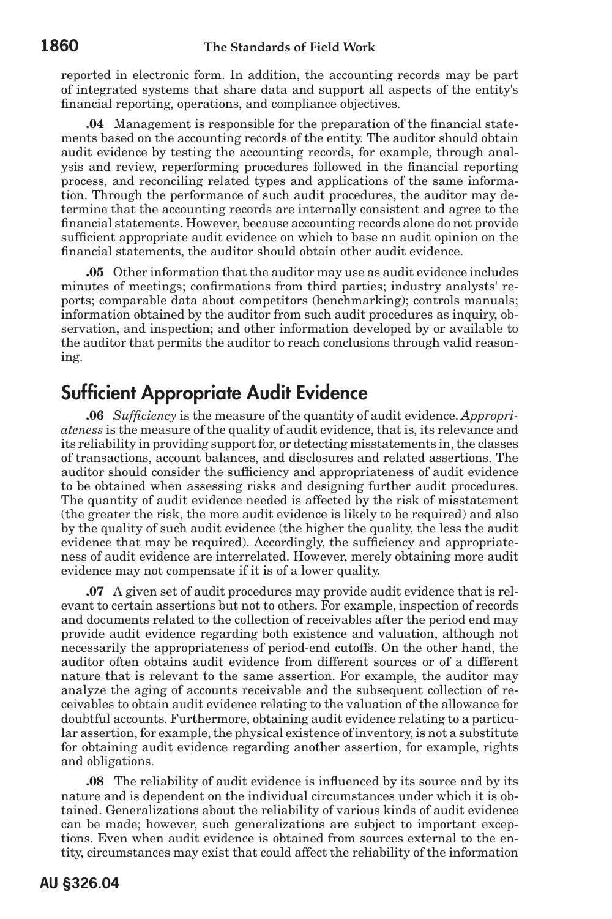reported in electronic form. In addition, the accounting records may be part of integrated systems that share data and support all aspects of the entity's financial reporting, operations, and compliance objectives.

**.04** Management is responsible for the preparation of the financial statements based on the accounting records of the entity. The auditor should obtain audit evidence by testing the accounting records, for example, through analysis and review, reperforming procedures followed in the financial reporting process, and reconciling related types and applications of the same information. Through the performance of such audit procedures, the auditor may determine that the accounting records are internally consistent and agree to the financial statements. However, because accounting records alone do not provide sufficient appropriate audit evidence on which to base an audit opinion on the financial statements, the auditor should obtain other audit evidence.

**.05** Other information that the auditor may use as audit evidence includes minutes of meetings; confirmations from third parties; industry analysts' reports; comparable data about competitors (benchmarking); controls manuals; information obtained by the auditor from such audit procedures as inquiry, observation, and inspection; and other information developed by or available to the auditor that permits the auditor to reach conclusions through valid reasoning.

## Sufficient Appropriate Audit Evidence

**.06** *Sufficiency* is the measure of the quantity of audit evidence. *Appropriateness* is the measure of the quality of audit evidence, that is, its relevance and its reliability in providing support for, or detecting misstatements in, the classes of transactions, account balances, and disclosures and related assertions. The auditor should consider the sufficiency and appropriateness of audit evidence to be obtained when assessing risks and designing further audit procedures. The quantity of audit evidence needed is affected by the risk of misstatement (the greater the risk, the more audit evidence is likely to be required) and also by the quality of such audit evidence (the higher the quality, the less the audit evidence that may be required). Accordingly, the sufficiency and appropriateness of audit evidence are interrelated. However, merely obtaining more audit evidence may not compensate if it is of a lower quality.

**.07** A given set of audit procedures may provide audit evidence that is relevant to certain assertions but not to others. For example, inspection of records and documents related to the collection of receivables after the period end may provide audit evidence regarding both existence and valuation, although not necessarily the appropriateness of period-end cutoffs. On the other hand, the auditor often obtains audit evidence from different sources or of a different nature that is relevant to the same assertion. For example, the auditor may analyze the aging of accounts receivable and the subsequent collection of receivables to obtain audit evidence relating to the valuation of the allowance for doubtful accounts. Furthermore, obtaining audit evidence relating to a particular assertion, for example, the physical existence of inventory, is not a substitute for obtaining audit evidence regarding another assertion, for example, rights and obligations.

**.08** The reliability of audit evidence is influenced by its source and by its nature and is dependent on the individual circumstances under which it is obtained. Generalizations about the reliability of various kinds of audit evidence can be made; however, such generalizations are subject to important exceptions. Even when audit evidence is obtained from sources external to the entity, circumstances may exist that could affect the reliability of the information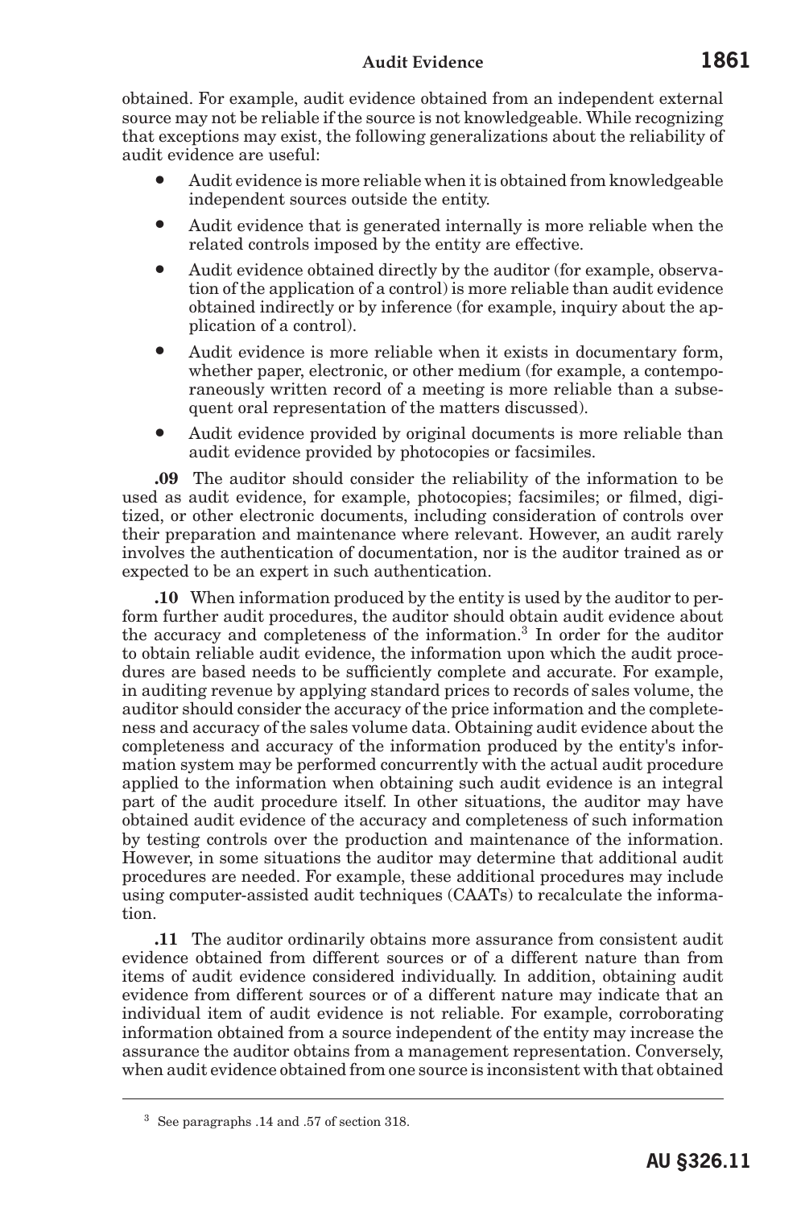obtained. For example, audit evidence obtained from an independent external source may not be reliable if the source is not knowledgeable. While recognizing that exceptions may exist, the following generalizations about the reliability of audit evidence are useful:

- Audit evidence is more reliable when it is obtained from knowledgeable independent sources outside the entity.
- Audit evidence that is generated internally is more reliable when the related controls imposed by the entity are effective.
- Audit evidence obtained directly by the auditor (for example, observation of the application of a control) is more reliable than audit evidence obtained indirectly or by inference (for example, inquiry about the application of a control).
- Audit evidence is more reliable when it exists in documentary form, whether paper, electronic, or other medium (for example, a contemporaneously written record of a meeting is more reliable than a subsequent oral representation of the matters discussed).
- Audit evidence provided by original documents is more reliable than audit evidence provided by photocopies or facsimiles.

**.09** The auditor should consider the reliability of the information to be used as audit evidence, for example, photocopies; facsimiles; or filmed, digitized, or other electronic documents, including consideration of controls over their preparation and maintenance where relevant. However, an audit rarely involves the authentication of documentation, nor is the auditor trained as or expected to be an expert in such authentication.

**.10** When information produced by the entity is used by the auditor to perform further audit procedures, the auditor should obtain audit evidence about the accuracy and completeness of the information.[3] In order for the auditor to obtain reliable audit evidence, the information upon which the audit procedures are based needs to be sufficiently complete and accurate. For example, in auditing revenue by applying standard prices to records of sales volume, the auditor should consider the accuracy of the price information and the completeness and accuracy of the sales volume data. Obtaining audit evidence about the completeness and accuracy of the information produced by the entity's information system may be performed concurrently with the actual audit procedure applied to the information when obtaining such audit evidence is an integral part of the audit procedure itself. In other situations, the auditor may have obtained audit evidence of the accuracy and completeness of such information by testing controls over the production and maintenance of the information. However, in some situations the auditor may determine that additional audit procedures are needed. For example, these additional procedures may include using computer-assisted audit techniques (CAATs) to recalculate the information.

**.11** The auditor ordinarily obtains more assurance from consistent audit evidence obtained from different sources or of a different nature than from items of audit evidence considered individually. In addition, obtaining audit evidence from different sources or of a different nature may indicate that an individual item of audit evidence is not reliable. For example, corroborating information obtained from a source independent of the entity may increase the assurance the auditor obtains from a management representation. Conversely, when audit evidence obtained from one source is inconsistent with that obtained

---

[3] See paragraphs .14 and .57 of section 318.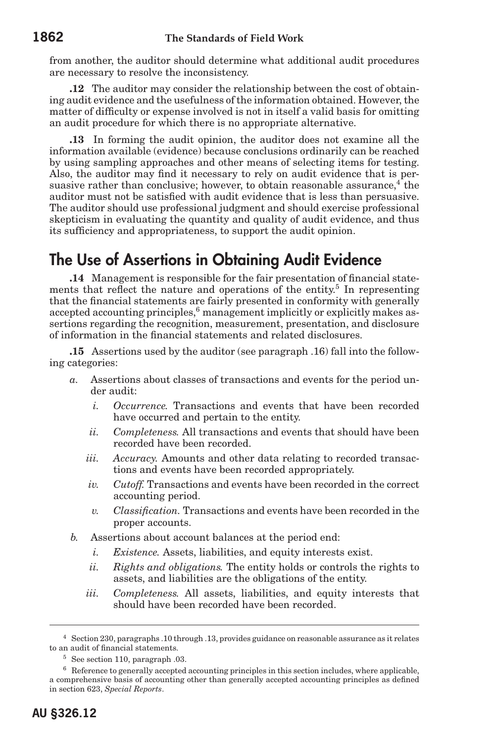from another, the auditor should determine what additional audit procedures are necessary to resolve the inconsistency.

**.12** The auditor may consider the relationship between the cost of obtaining audit evidence and the usefulness of the information obtained. However, the matter of difficulty or expense involved is not in itself a valid basis for omitting an audit procedure for which there is no appropriate alternative.

**.13** In forming the audit opinion, the auditor does not examine all the information available (evidence) because conclusions ordinarily can be reached by using sampling approaches and other means of selecting items for testing. Also, the auditor may find it necessary to rely on audit evidence that is persuasive rather than conclusive; however, to obtain reasonable assurance,[4] the auditor must not be satisfied with audit evidence that is less than persuasive. The auditor should use professional judgment and should exercise professional skepticism in evaluating the quantity and quality of audit evidence, and thus its sufficiency and appropriateness, to support the audit opinion.

## The Use of Assertions in Obtaining Audit Evidence

**.14** Management is responsible for the fair presentation of financial statements that reflect the nature and operations of the entity.[5] In representing that the financial statements are fairly presented in conformity with generally accepted accounting principles,[6] management implicitly or explicitly makes assertions regarding the recognition, measurement, presentation, and disclosure of information in the financial statements and related disclosures.

**.15** Assertions used by the auditor (see paragraph .16) fall into the following categories:

*a.* Assertions about classes of transactions and events for the period under audit:

- *i.* *Occurrence.* Transactions and events that have been recorded have occurred and pertain to the entity.
- *ii.* *Completeness.* All transactions and events that should have been recorded have been recorded.
- *iii.* *Accuracy.* Amounts and other data relating to recorded transactions and events have been recorded appropriately.
- *iv.* *Cutoff.* Transactions and events have been recorded in the correct accounting period.
- *v.* *Classification.* Transactions and events have been recorded in the proper accounts.

*b.* Assertions about account balances at the period end:

- *i.* *Existence.* Assets, liabilities, and equity interests exist.
- *ii.* *Rights and obligations.* The entity holds or controls the rights to assets, and liabilities are the obligations of the entity.
- *iii.* *Completeness.* All assets, liabilities, and equity interests that should have been recorded have been recorded.

---

[4] Section 230, paragraphs .10 through .13, provides guidance on reasonable assurance as it relates to an audit of financial statements.

[5] See section 110, paragraph .03.

[6] Reference to generally accepted accounting principles in this section includes, where applicable, a comprehensive basis of accounting other than generally accepted accounting principles as defined in section 623, *Special Reports*.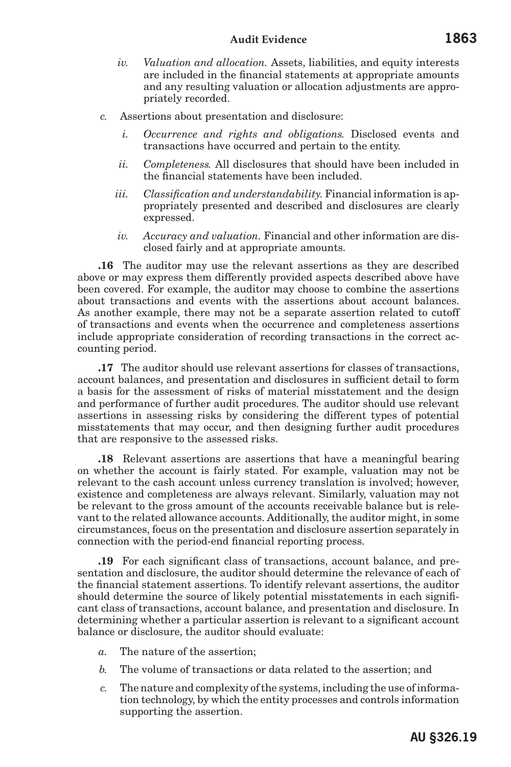*iv.* *Valuation and allocation.* Assets, liabilities, and equity interests are included in the financial statements at appropriate amounts and any resulting valuation or allocation adjustments are appropriately recorded.

*c.* Assertions about presentation and disclosure:

*i.* *Occurrence and rights and obligations.* Disclosed events and transactions have occurred and pertain to the entity.

*ii.* *Completeness.* All disclosures that should have been included in the financial statements have been included.

*iii.* *Classification and understandability.* Financial information is appropriately presented and described and disclosures are clearly expressed.

*iv.* *Accuracy and valuation.* Financial and other information are disclosed fairly and at appropriate amounts.

**.16** The auditor may use the relevant assertions as they are described above or may express them differently provided aspects described above have been covered. For example, the auditor may choose to combine the assertions about transactions and events with the assertions about account balances. As another example, there may not be a separate assertion related to cutoff of transactions and events when the occurrence and completeness assertions include appropriate consideration of recording transactions in the correct accounting period.

**.17** The auditor should use relevant assertions for classes of transactions, account balances, and presentation and disclosures in sufficient detail to form a basis for the assessment of risks of material misstatement and the design and performance of further audit procedures. The auditor should use relevant assertions in assessing risks by considering the different types of potential misstatements that may occur, and then designing further audit procedures that are responsive to the assessed risks.

**.18** Relevant assertions are assertions that have a meaningful bearing on whether the account is fairly stated. For example, valuation may not be relevant to the cash account unless currency translation is involved; however, existence and completeness are always relevant. Similarly, valuation may not be relevant to the gross amount of the accounts receivable balance but is relevant to the related allowance accounts. Additionally, the auditor might, in some circumstances, focus on the presentation and disclosure assertion separately in connection with the period-end financial reporting process.

**.19** For each significant class of transactions, account balance, and presentation and disclosure, the auditor should determine the relevance of each of the financial statement assertions. To identify relevant assertions, the auditor should determine the source of likely potential misstatements in each significant class of transactions, account balance, and presentation and disclosure. In determining whether a particular assertion is relevant to a significant account balance or disclosure, the auditor should evaluate:

*a.* The nature of the assertion;

*b.* The volume of transactions or data related to the assertion; and

*c.* The nature and complexity of the systems, including the use of information technology, by which the entity processes and controls information supporting the assertion.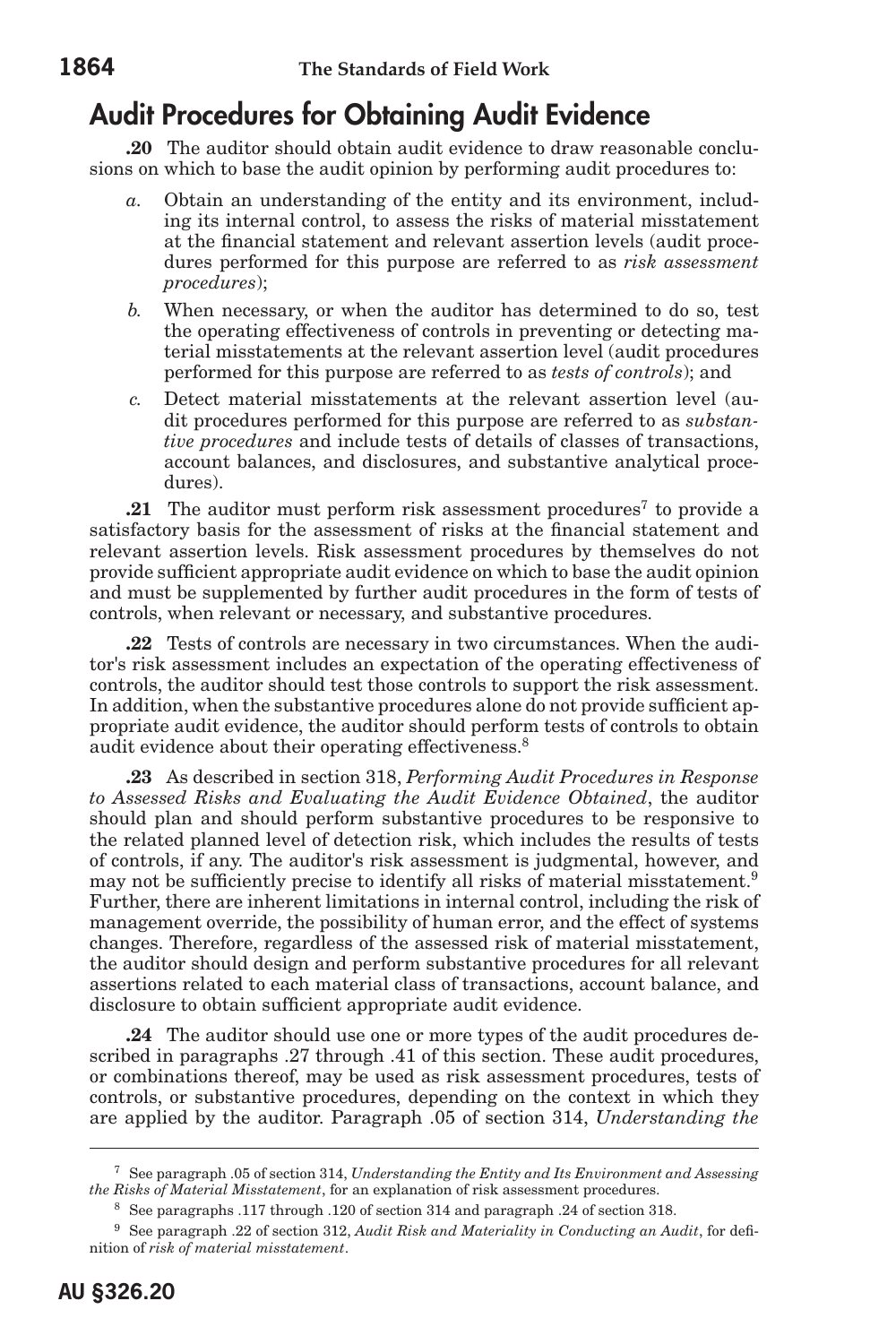## Audit Procedures for Obtaining Audit Evidence

**.20** The auditor should obtain audit evidence to draw reasonable conclusions on which to base the audit opinion by performing audit procedures to:

*a.* Obtain an understanding of the entity and its environment, including its internal control, to assess the risks of material misstatement at the financial statement and relevant assertion levels (audit procedures performed for this purpose are referred to as *risk assessment procedures*);

*b.* When necessary, or when the auditor has determined to do so, test the operating effectiveness of controls in preventing or detecting material misstatements at the relevant assertion level (audit procedures performed for this purpose are referred to as *tests of controls*); and

*c.* Detect material misstatements at the relevant assertion level (audit procedures performed for this purpose are referred to as *substantive procedures* and include tests of details of classes of transactions, account balances, and disclosures, and substantive analytical procedures).

**.21** The auditor must perform risk assessment procedures[7] to provide a satisfactory basis for the assessment of risks at the financial statement and relevant assertion levels. Risk assessment procedures by themselves do not provide sufficient appropriate audit evidence on which to base the audit opinion and must be supplemented by further audit procedures in the form of tests of controls, when relevant or necessary, and substantive procedures.

**.22** Tests of controls are necessary in two circumstances. When the auditor's risk assessment includes an expectation of the operating effectiveness of controls, the auditor should test those controls to support the risk assessment. In addition, when the substantive procedures alone do not provide sufficient appropriate audit evidence, the auditor should perform tests of controls to obtain audit evidence about their operating effectiveness.[8]

**.23** As described in section 318, *Performing Audit Procedures in Response to Assessed Risks and Evaluating the Audit Evidence Obtained*, the auditor should plan and should perform substantive procedures to be responsive to the related planned level of detection risk, which includes the results of tests of controls, if any. The auditor's risk assessment is judgmental, however, and may not be sufficiently precise to identify all risks of material misstatement.[9] Further, there are inherent limitations in internal control, including the risk of management override, the possibility of human error, and the effect of systems changes. Therefore, regardless of the assessed risk of material misstatement, the auditor should design and perform substantive procedures for all relevant assertions related to each material class of transactions, account balance, and disclosure to obtain sufficient appropriate audit evidence.

**.24** The auditor should use one or more types of the audit procedures described in paragraphs .27 through .41 of this section. These audit procedures, or combinations thereof, may be used as risk assessment procedures, tests of controls, or substantive procedures, depending on the context in which they are applied by the auditor. Paragraph .05 of section 314, *Understanding the*

---

[7] See paragraph .05 of section 314, *Understanding the Entity and Its Environment and Assessing the Risks of Material Misstatement*, for an explanation of risk assessment procedures.

[8] See paragraphs .117 through .120 of section 314 and paragraph .24 of section 318.

[9] See paragraph .22 of section 312, *Audit Risk and Materiality in Conducting an Audit*, for definition of *risk of material misstatement*.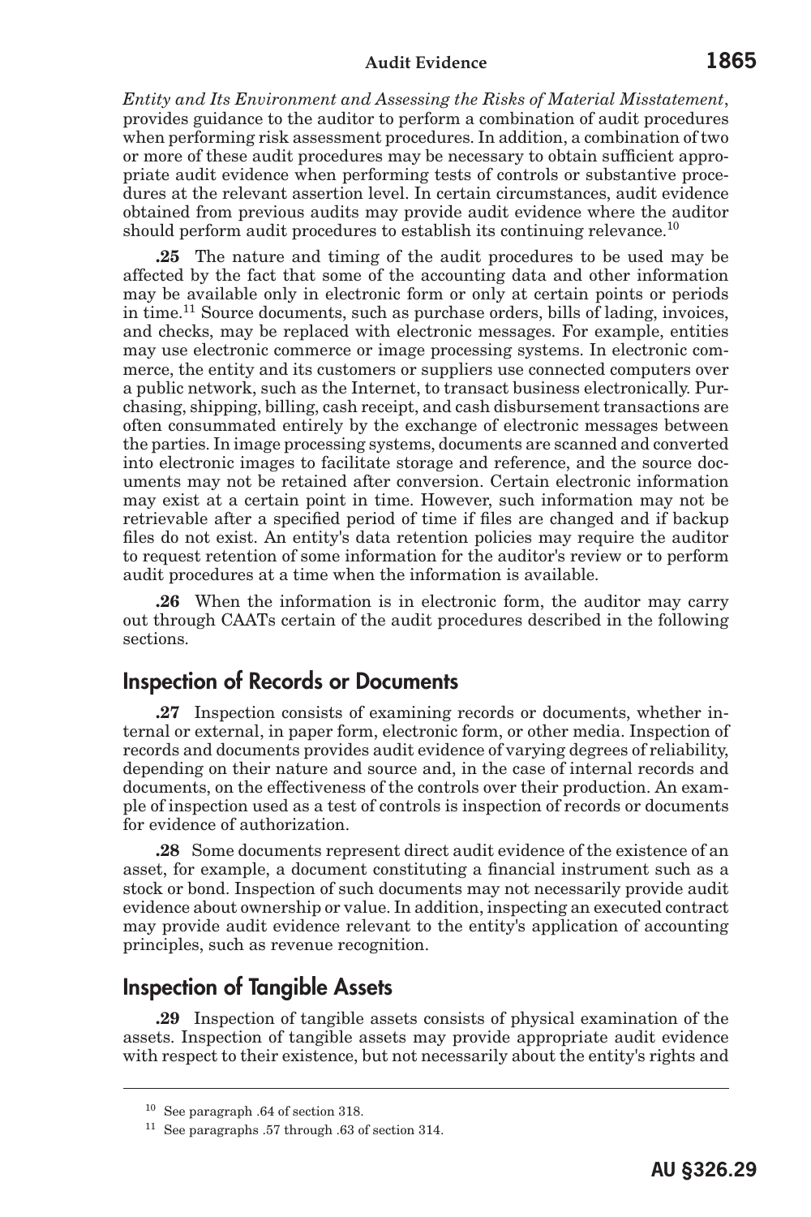*Entity and Its Environment and Assessing the Risks of Material Misstatement*, provides guidance to the auditor to perform a combination of audit procedures when performing risk assessment procedures. In addition, a combination of two or more of these audit procedures may be necessary to obtain sufficient appropriate audit evidence when performing tests of controls or substantive procedures at the relevant assertion level. In certain circumstances, audit evidence obtained from previous audits may provide audit evidence where the auditor should perform audit procedures to establish its continuing relevance.[10]

**.25** The nature and timing of the audit procedures to be used may be affected by the fact that some of the accounting data and other information may be available only in electronic form or only at certain points or periods in time.[11] Source documents, such as purchase orders, bills of lading, invoices, and checks, may be replaced with electronic messages. For example, entities may use electronic commerce or image processing systems. In electronic commerce, the entity and its customers or suppliers use connected computers over a public network, such as the Internet, to transact business electronically. Purchasing, shipping, billing, cash receipt, and cash disbursement transactions are often consummated entirely by the exchange of electronic messages between the parties. In image processing systems, documents are scanned and converted into electronic images to facilitate storage and reference, and the source documents may not be retained after conversion. Certain electronic information may exist at a certain point in time. However, such information may not be retrievable after a specified period of time if files are changed and if backup files do not exist. An entity's data retention policies may require the auditor to request retention of some information for the auditor's review or to perform audit procedures at a time when the information is available.

**.26** When the information is in electronic form, the auditor may carry out through CAATs certain of the audit procedures described in the following sections.

## Inspection of Records or Documents

**.27** Inspection consists of examining records or documents, whether internal or external, in paper form, electronic form, or other media. Inspection of records and documents provides audit evidence of varying degrees of reliability, depending on their nature and source and, in the case of internal records and documents, on the effectiveness of the controls over their production. An example of inspection used as a test of controls is inspection of records or documents for evidence of authorization.

**.28** Some documents represent direct audit evidence of the existence of an asset, for example, a document constituting a financial instrument such as a stock or bond. Inspection of such documents may not necessarily provide audit evidence about ownership or value. In addition, inspecting an executed contract may provide audit evidence relevant to the entity's application of accounting principles, such as revenue recognition.

## Inspection of Tangible Assets

**.29** Inspection of tangible assets consists of physical examination of the assets. Inspection of tangible assets may provide appropriate audit evidence with respect to their existence, but not necessarily about the entity's rights and

---

[10] See paragraph .64 of section 318.

[11] See paragraphs .57 through .63 of section 314.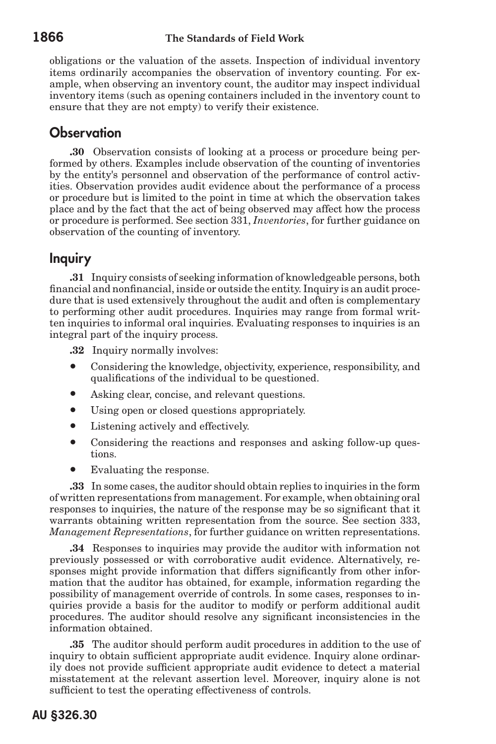obligations or the valuation of the assets. Inspection of individual inventory items ordinarily accompanies the observation of inventory counting. For example, when observing an inventory count, the auditor may inspect individual inventory items (such as opening containers included in the inventory count to ensure that they are not empty) to verify their existence.

## Observation

**.30** Observation consists of looking at a process or procedure being performed by others. Examples include observation of the counting of inventories by the entity's personnel and observation of the performance of control activities. Observation provides audit evidence about the performance of a process or procedure but is limited to the point in time at which the observation takes place and by the fact that the act of being observed may affect how the process or procedure is performed. See section 331, *Inventories*, for further guidance on observation of the counting of inventory.

## Inquiry

**.31** Inquiry consists of seeking information of knowledgeable persons, both financial and nonfinancial, inside or outside the entity. Inquiry is an audit procedure that is used extensively throughout the audit and often is complementary to performing other audit procedures. Inquiries may range from formal written inquiries to informal oral inquiries. Evaluating responses to inquiries is an integral part of the inquiry process.

**.32** Inquiry normally involves:

- Considering the knowledge, objectivity, experience, responsibility, and qualifications of the individual to be questioned.
- Asking clear, concise, and relevant questions.
- Using open or closed questions appropriately.
- Listening actively and effectively.
- Considering the reactions and responses and asking follow-up questions.
- Evaluating the response.

**.33** In some cases, the auditor should obtain replies to inquiries in the form of written representations from management. For example, when obtaining oral responses to inquiries, the nature of the response may be so significant that it warrants obtaining written representation from the source. See section 333, *Management Representations*, for further guidance on written representations.

**.34** Responses to inquiries may provide the auditor with information not previously possessed or with corroborative audit evidence. Alternatively, responses might provide information that differs significantly from other information that the auditor has obtained, for example, information regarding the possibility of management override of controls. In some cases, responses to inquiries provide a basis for the auditor to modify or perform additional audit procedures. The auditor should resolve any significant inconsistencies in the information obtained.

**.35** The auditor should perform audit procedures in addition to the use of inquiry to obtain sufficient appropriate audit evidence. Inquiry alone ordinarily does not provide sufficient appropriate audit evidence to detect a material misstatement at the relevant assertion level. Moreover, inquiry alone is not sufficient to test the operating effectiveness of controls.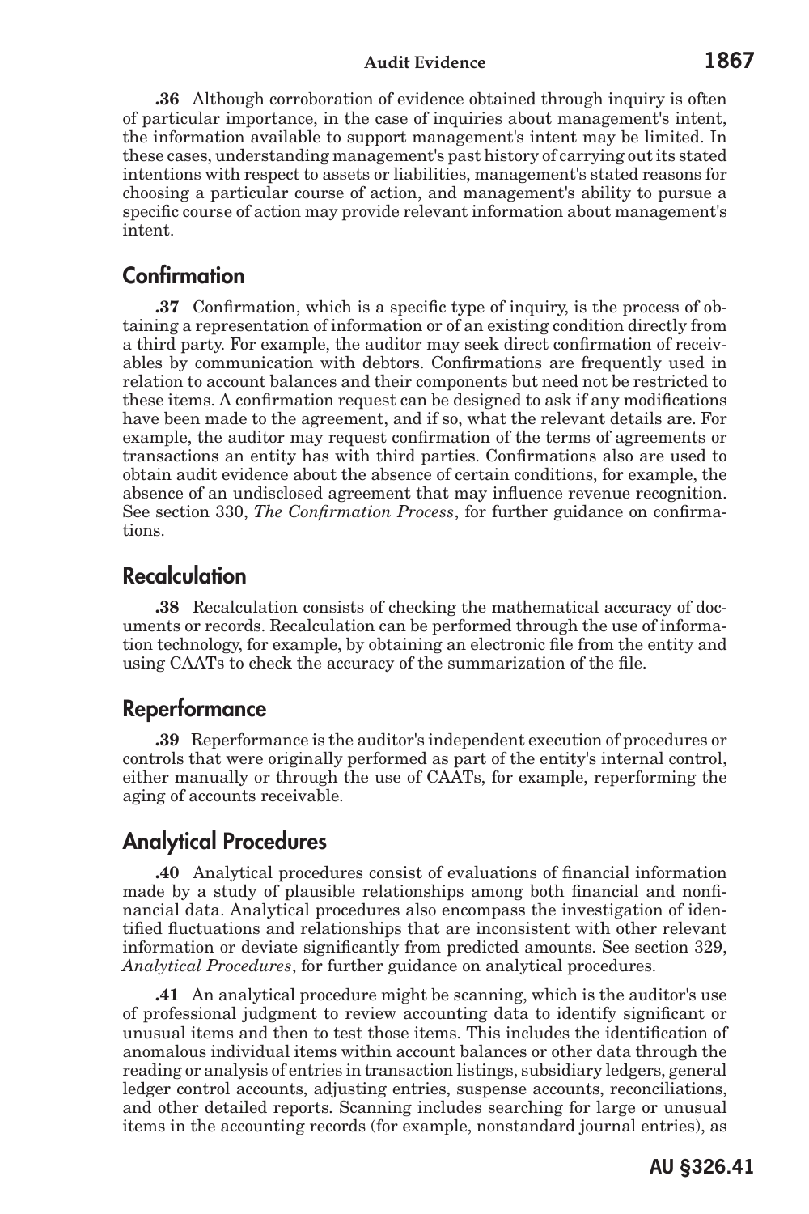**.36** Although corroboration of evidence obtained through inquiry is often of particular importance, in the case of inquiries about management's intent, the information available to support management's intent may be limited. In these cases, understanding management's past history of carrying out its stated intentions with respect to assets or liabilities, management's stated reasons for choosing a particular course of action, and management's ability to pursue a specific course of action may provide relevant information about management's intent.

## Confirmation

**.37** Confirmation, which is a specific type of inquiry, is the process of obtaining a representation of information or of an existing condition directly from a third party. For example, the auditor may seek direct confirmation of receivables by communication with debtors. Confirmations are frequently used in relation to account balances and their components but need not be restricted to these items. A confirmation request can be designed to ask if any modifications have been made to the agreement, and if so, what the relevant details are. For example, the auditor may request confirmation of the terms of agreements or transactions an entity has with third parties. Confirmations also are used to obtain audit evidence about the absence of certain conditions, for example, the absence of an undisclosed agreement that may influence revenue recognition. See section 330, *The Confirmation Process*, for further guidance on confirmations.

## Recalculation

**.38** Recalculation consists of checking the mathematical accuracy of documents or records. Recalculation can be performed through the use of information technology, for example, by obtaining an electronic file from the entity and using CAATs to check the accuracy of the summarization of the file.

## Reperformance

**.39** Reperformance is the auditor's independent execution of procedures or controls that were originally performed as part of the entity's internal control, either manually or through the use of CAATs, for example, reperforming the aging of accounts receivable.

## Analytical Procedures

**.40** Analytical procedures consist of evaluations of financial information made by a study of plausible relationships among both financial and nonfinancial data. Analytical procedures also encompass the investigation of identified fluctuations and relationships that are inconsistent with other relevant information or deviate significantly from predicted amounts. See section 329, *Analytical Procedures*, for further guidance on analytical procedures.

**.41** An analytical procedure might be scanning, which is the auditor's use of professional judgment to review accounting data to identify significant or unusual items and then to test those items. This includes the identification of anomalous individual items within account balances or other data through the reading or analysis of entries in transaction listings, subsidiary ledgers, general ledger control accounts, adjusting entries, suspense accounts, reconciliations, and other detailed reports. Scanning includes searching for large or unusual items in the accounting records (for example, nonstandard journal entries), as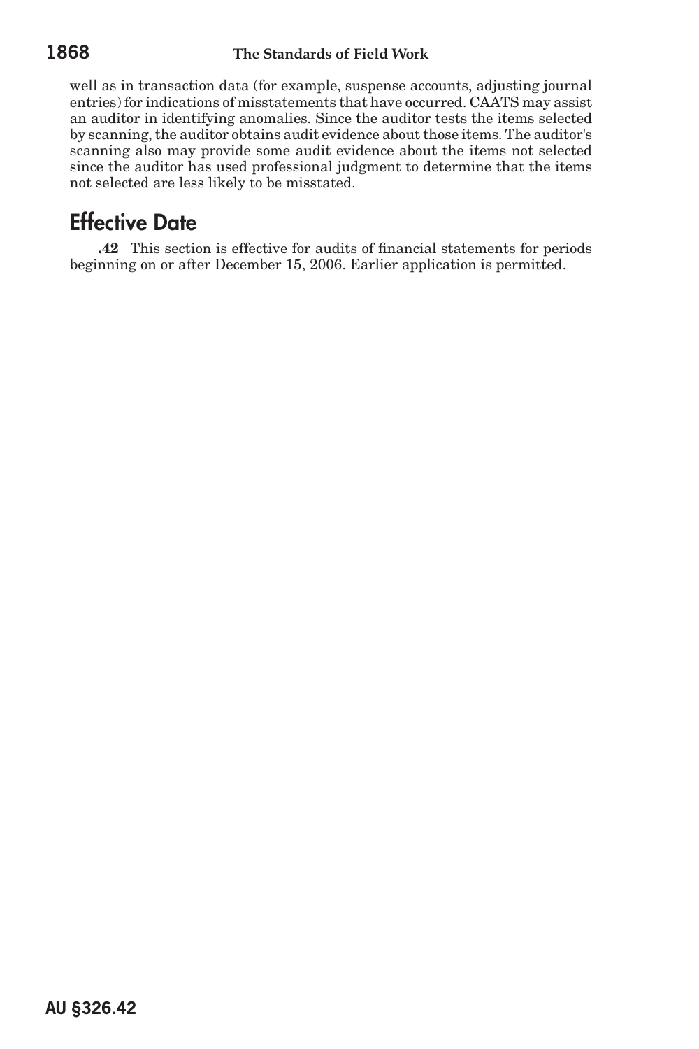well as in transaction data (for example, suspense accounts, adjusting journal entries) for indications of misstatements that have occurred. CAATS may assist an auditor in identifying anomalies. Since the auditor tests the items selected by scanning, the auditor obtains audit evidence about those items. The auditor's scanning also may provide some audit evidence about the items not selected since the auditor has used professional judgment to determine that the items not selected are less likely to be misstated.

## Effective Date

**.42** This section is effective for audits of financial statements for periods beginning on or after December 15, 2006. Earlier application is permitted.